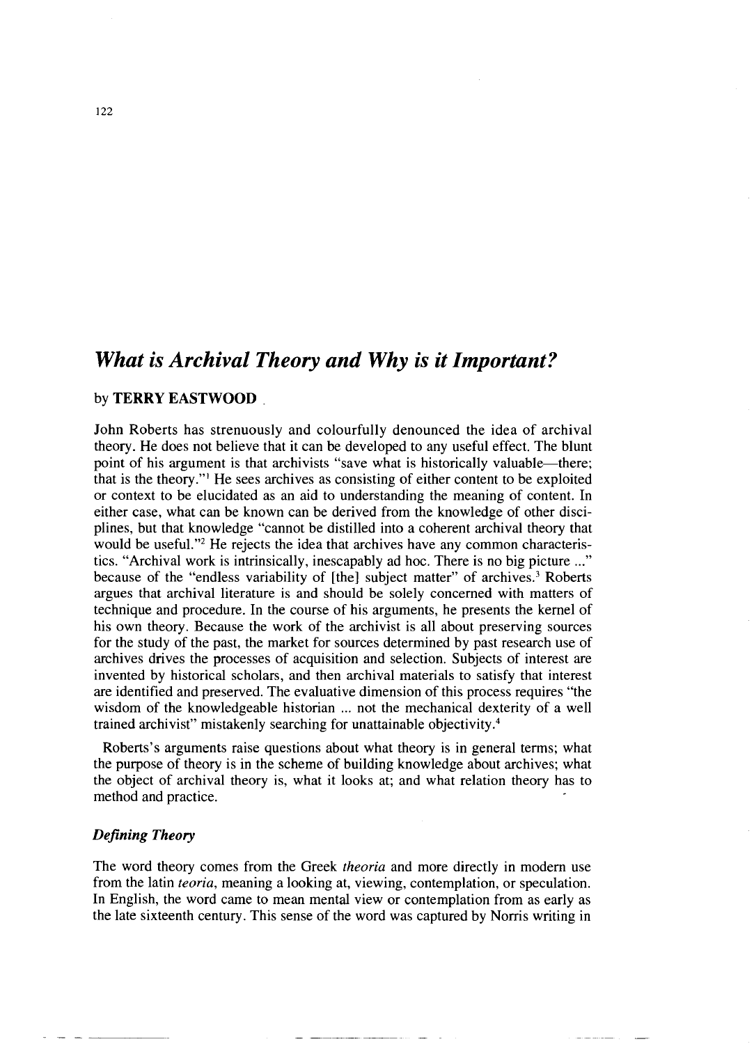# *What is Archival Theory and Why is it Important?*

by **TERRY EASTWOOD**

John Roberts has strenuously and colourfully denounced the idea of archival theory. He does not believe that it can be developed to any useful effect. The blunt point of his argument is that archivists "save what is historically valuable—there; that is the theory."[1] He sees archives as consisting of either content to be exploited or context to be elucidated as an aid to understanding the meaning of content. In either case, what can be known can be derived from the knowledge of other disciplines, but that knowledge "cannot be distilled into a coherent archival theory that would be useful."[2] He rejects the idea that archives have any common characteristics. "Archival work is intrinsically, inescapably ad hoc. There is no big picture ..." because of the "endless variability of [the] subject matter" of archives.[3] Roberts argues that archival literature is and should be solely concerned with matters of technique and procedure. In the course of his arguments, he presents the kernel of his own theory. Because the work of the archivist is all about preserving sources for the study of the past, the market for sources determined by past research use of archives drives the processes of acquisition and selection. Subjects of interest are invented by historical scholars, and then archival materials to satisfy that interest are identified and preserved. The evaluative dimension of this process requires "the wisdom of the knowledgeable historian ... not the mechanical dexterity of a well trained archivist" mistakenly searching for unattainable objectivity.[4]

Roberts's arguments raise questions about what theory is in general terms; what the purpose of theory is in the scheme of building knowledge about archives; what the object of archival theory is, what it looks at; and what relation theory has to method and practice.

### *Defining Theory*

The word theory comes from the Greek *theoria* and more directly in modern use from the latin *teoria*, meaning a looking at, viewing, contemplation, or speculation. In English, the word came to mean mental view or contemplation from as early as the late sixteenth century. This sense of the word was captured by Norris writing in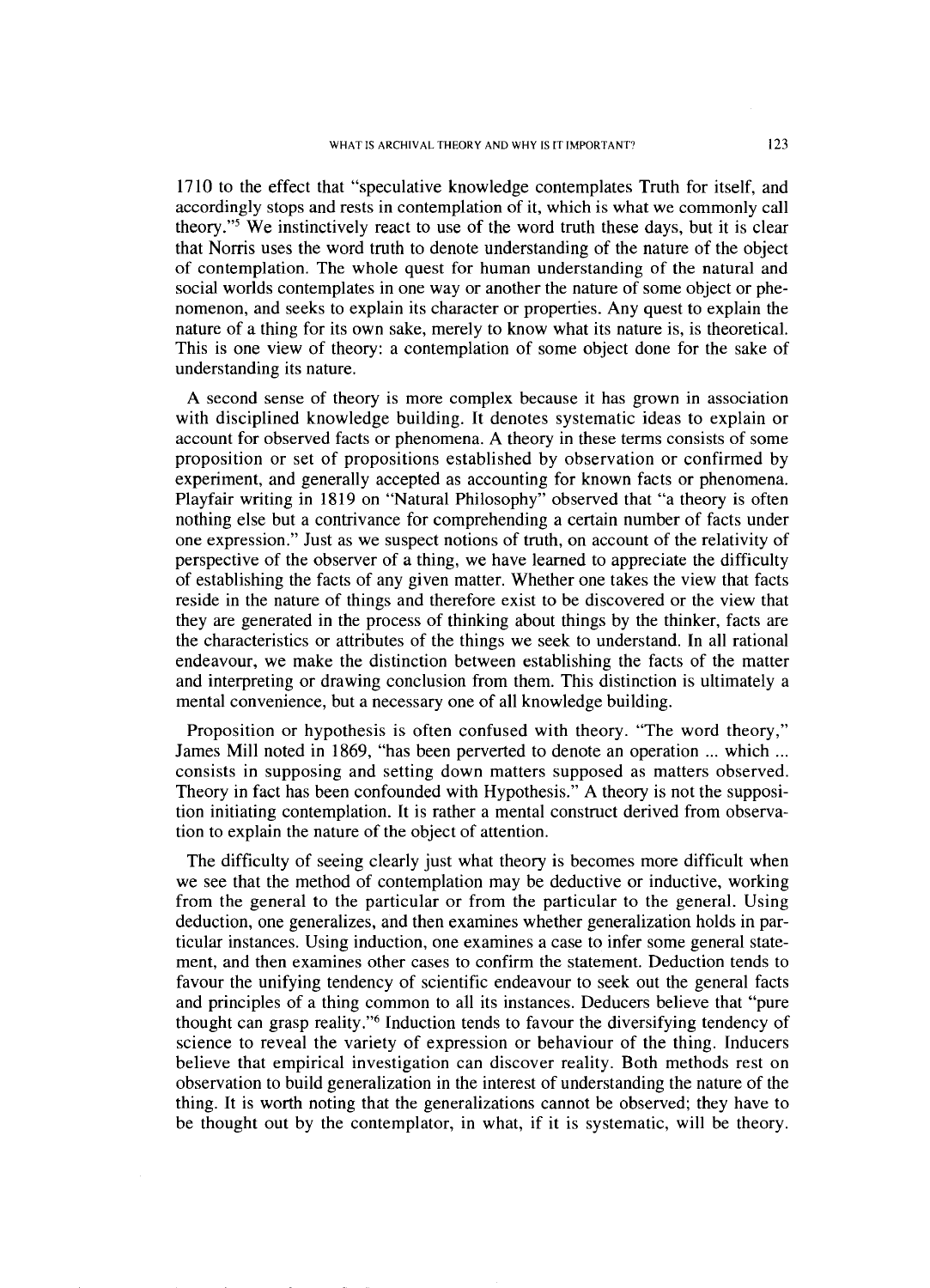1710 to the effect that "speculative knowledge contemplates Truth for itself, and accordingly stops and rests in contemplation of it, which is what we commonly call theory."[5] We instinctively react to use of the word truth these days, but it is clear that Norris uses the word truth to denote understanding of the nature of the object of contemplation. The whole quest for human understanding of the natural and social worlds contemplates in one way or another the nature of some object or phenomenon, and seeks to explain its character or properties. Any quest to explain the nature of a thing for its own sake, merely to know what its nature is, is theoretical. This is one view of theory: a contemplation of some object done for the sake of understanding its nature.

A second sense of theory is more complex because it has grown in association with disciplined knowledge building. It denotes systematic ideas to explain or account for observed facts or phenomena. A theory in these terms consists of some proposition or set of propositions established by observation or confirmed by experiment, and generally accepted as accounting for known facts or phenomena. Playfair writing in 1819 on "Natural Philosophy" observed that "a theory is often nothing else but a contrivance for comprehending a certain number of facts under one expression." Just as we suspect notions of truth, on account of the relativity of perspective of the observer of a thing, we have learned to appreciate the difficulty of establishing the facts of any given matter. Whether one takes the view that facts reside in the nature of things and therefore exist to be discovered or the view that they are generated in the process of thinking about things by the thinker, facts are the characteristics or attributes of the things we seek to understand. In all rational endeavour, we make the distinction between establishing the facts of the matter and interpreting or drawing conclusion from them. This distinction is ultimately a mental convenience, but a necessary one of all knowledge building.

Proposition or hypothesis is often confused with theory. "The word theory," James Mill noted in 1869, "has been perverted to denote an operation ... which ... consists in supposing and setting down matters supposed as matters observed. Theory in fact has been confounded with Hypothesis." A theory is not the supposition initiating contemplation. It is rather a mental construct derived from observation to explain the nature of the object of attention.

The difficulty of seeing clearly just what theory is becomes more difficult when we see that the method of contemplation may be deductive or inductive, working from the general to the particular or from the particular to the general. Using deduction, one generalizes, and then examines whether generalization holds in particular instances. Using induction, one examines a case to infer some general statement, and then examines other cases to confirm the statement. Deduction tends to favour the unifying tendency of scientific endeavour to seek out the general facts and principles of a thing common to all its instances. Deducers believe that "pure thought can grasp reality."[6] Induction tends to favour the diversifying tendency of science to reveal the variety of expression or behaviour of the thing. Inducers believe that empirical investigation can discover reality. Both methods rest on observation to build generalization in the interest of understanding the nature of the thing. It is worth noting that the generalizations cannot be observed; they have to be thought out by the contemplator, in what, if it is systematic, will be theory.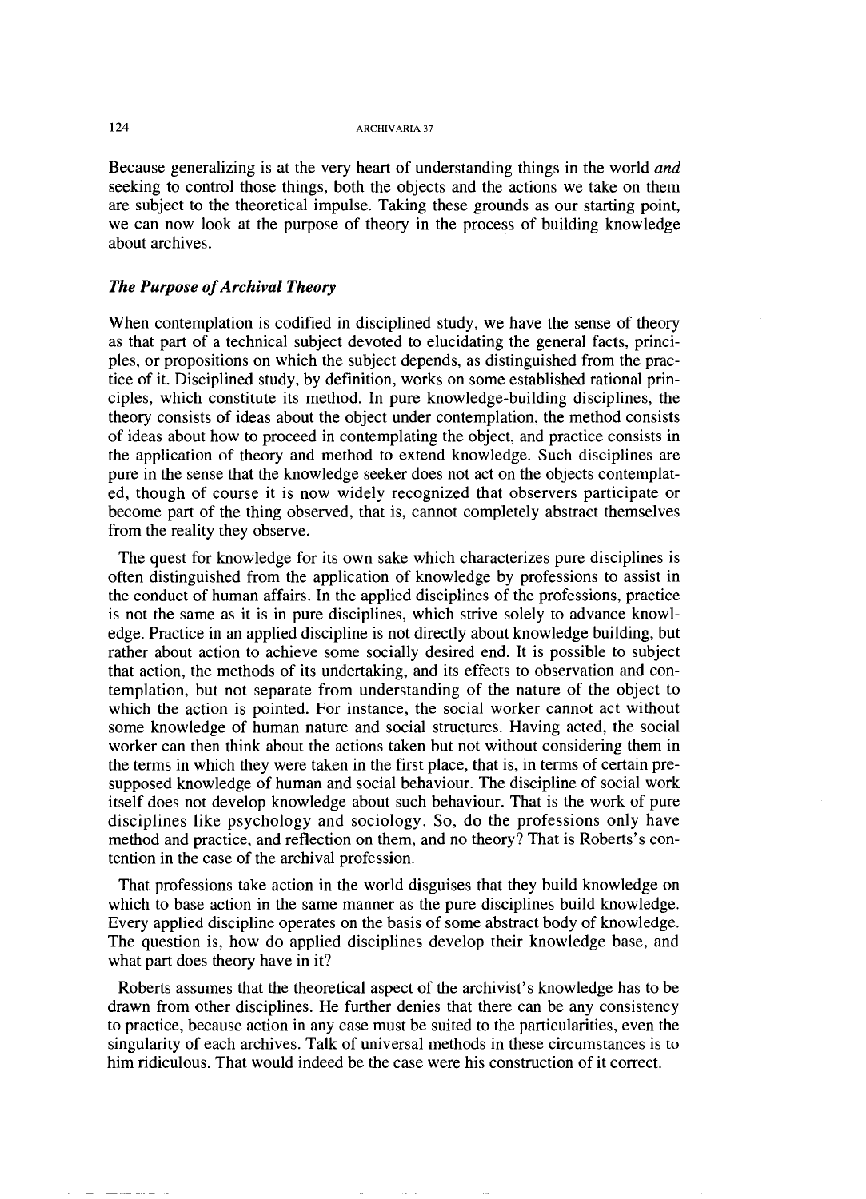Because generalizing is at the very heart of understanding things in the world *and* seeking to control those things, both the objects and the actions we take on them are subject to the theoretical impulse. Taking these grounds as our starting point, we can now look at the purpose of theory in the process of building knowledge about archives.

### *The Purpose of Archival Theory*

When contemplation is codified in disciplined study, we have the sense of theory as that part of a technical subject devoted to elucidating the general facts, principles, or propositions on which the subject depends, as distinguished from the practice of it. Disciplined study, by definition, works on some established rational principles, which constitute its method. In pure knowledge-building disciplines, the theory consists of ideas about the object under contemplation, the method consists of ideas about how to proceed in contemplating the object, and practice consists in the application of theory and method to extend knowledge. Such disciplines are pure in the sense that the knowledge seeker does not act on the objects contemplated, though of course it is now widely recognized that observers participate or become part of the thing observed, that is, cannot completely abstract themselves from the reality they observe.

The quest for knowledge for its own sake which characterizes pure disciplines is often distinguished from the application of knowledge by professions to assist in the conduct of human affairs. In the applied disciplines of the professions, practice is not the same as it is in pure disciplines, which strive solely to advance knowledge. Practice in an applied discipline is not directly about knowledge building, but rather about action to achieve some socially desired end. It is possible to subject that action, the methods of its undertaking, and its effects to observation and contemplation, but not separate from understanding of the nature of the object to which the action is pointed. For instance, the social worker cannot act without some knowledge of human nature and social structures. Having acted, the social worker can then think about the actions taken but not without considering them in the terms in which they were taken in the first place, that is, in terms of certain presupposed knowledge of human and social behaviour. The discipline of social work itself does not develop knowledge about such behaviour. That is the work of pure disciplines like psychology and sociology. So, do the professions only have method and practice, and reflection on them, and no theory? That is Roberts's contention in the case of the archival profession.

That professions take action in the world disguises that they build knowledge on which to base action in the same manner as the pure disciplines build knowledge. Every applied discipline operates on the basis of some abstract body of knowledge. The question is, how do applied disciplines develop their knowledge base, and what part does theory have in it?

Roberts assumes that the theoretical aspect of the archivist's knowledge has to be drawn from other disciplines. He further denies that there can be any consistency to practice, because action in any case must be suited to the particularities, even the singularity of each archives. Talk of universal methods in these circumstances is to him ridiculous. That would indeed be the case were his construction of it correct.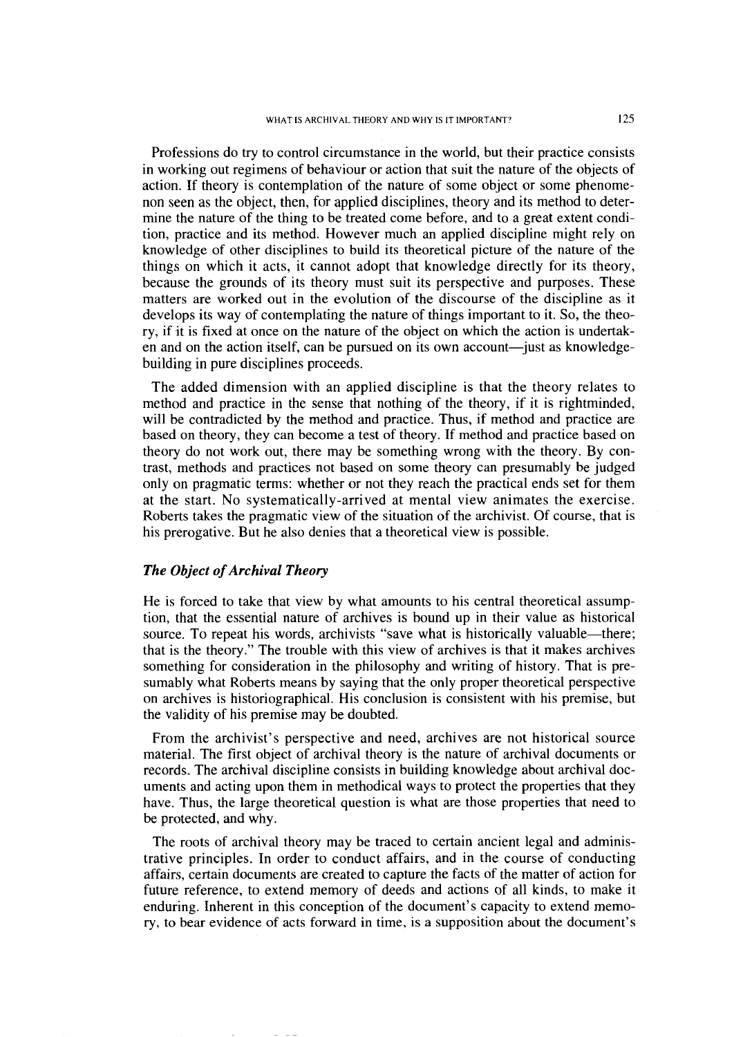Professions do try to control circumstance in the world, but their practice consists in working out regimens of behaviour or action that suit the nature of the objects of action. If theory is contemplation of the nature of some object or some phenomenon seen as the object, then, for applied disciplines, theory and its method to determine the nature of the thing to be treated come before, and to a great extent condition, practice and its method. However much an applied discipline might rely on knowledge of other disciplines to build its theoretical picture of the nature of the things on which it acts, it cannot adopt that knowledge directly for its theory, because the grounds of its theory must suit its perspective and purposes. These matters are worked out in the evolution of the discourse of the discipline as it develops its way of contemplating the nature of things important to it. So, the theory, if it is fixed at once on the nature of the object on which the action is undertaken and on the action itself, can be pursued on its own account—just as knowledge-building in pure disciplines proceeds.

The added dimension with an applied discipline is that the theory relates to method and practice in the sense that nothing of the theory, if it is rightminded, will be contradicted by the method and practice. Thus, if method and practice are based on theory, they can become a test of theory. If method and practice based on theory do not work out, there may be something wrong with the theory. By contrast, methods and practices not based on some theory can presumably be judged only on pragmatic terms: whether or not they reach the practical ends set for them at the start. No systematically-arrived at mental view animates the exercise. Roberts takes the pragmatic view of the situation of the archivist. Of course, that is his prerogative. But he also denies that a theoretical view is possible.

### *The Object of Archival Theory*

He is forced to take that view by what amounts to his central theoretical assumption, that the essential nature of archives is bound up in their value as historical source. To repeat his words, archivists "save what is historically valuable—there; that is the theory." The trouble with this view of archives is that it makes archives something for consideration in the philosophy and writing of history. That is presumably what Roberts means by saying that the only proper theoretical perspective on archives is historiographical. His conclusion is consistent with his premise, but the validity of his premise may be doubted.

From the archivist's perspective and need, archives are not historical source material. The first object of archival theory is the nature of archival documents or records. The archival discipline consists in building knowledge about archival documents and acting upon them in methodical ways to protect the properties that they have. Thus, the large theoretical question is what are those properties that need to be protected, and why.

The roots of archival theory may be traced to certain ancient legal and administrative principles. In order to conduct affairs, and in the course of conducting affairs, certain documents are created to capture the facts of the matter of action for future reference, to extend memory of deeds and actions of all kinds, to make it enduring. Inherent in this conception of the document's capacity to extend memory, to bear evidence of acts forward in time, is a supposition about the document's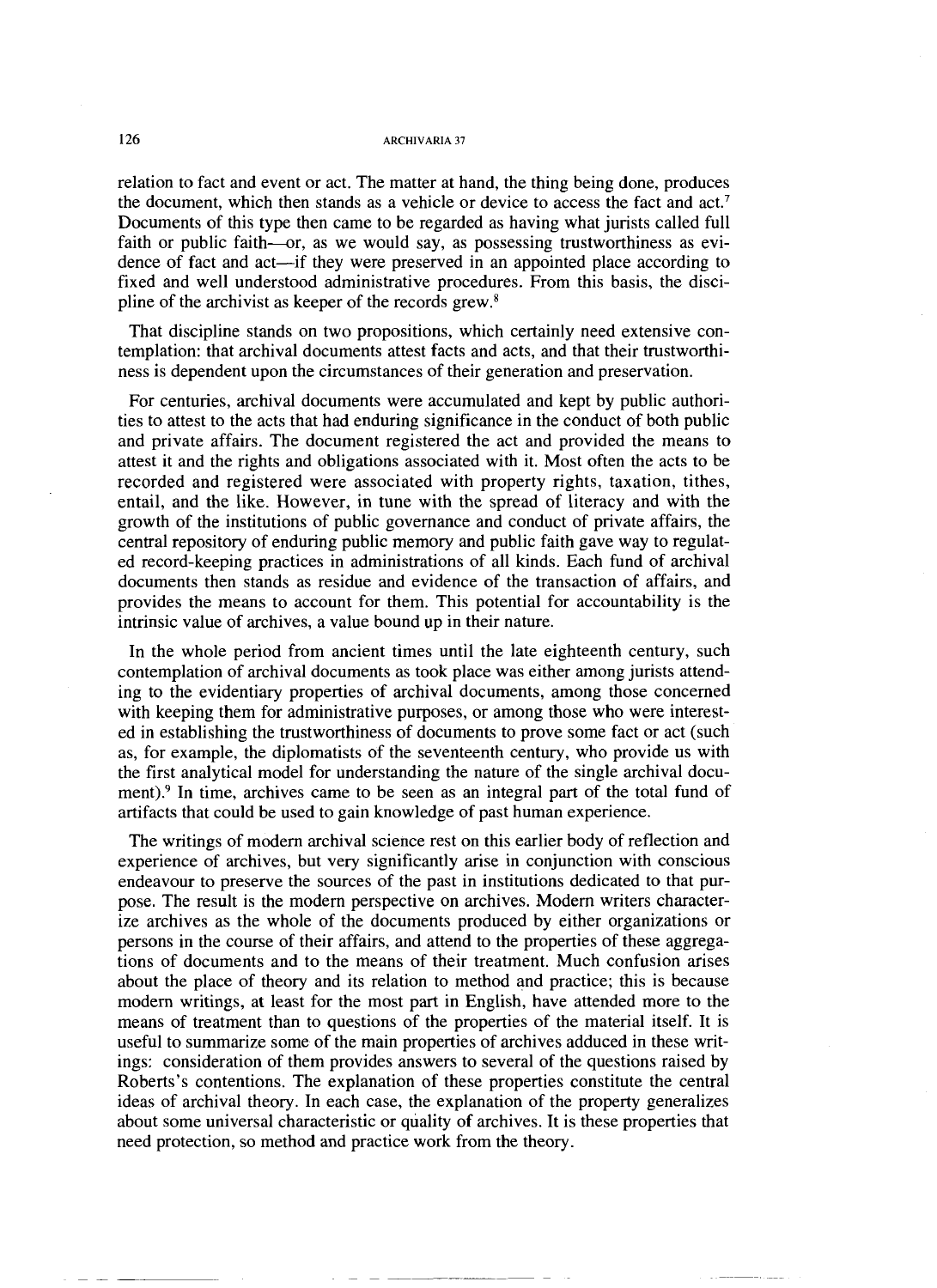relation to fact and event or act. The matter at hand, the thing being done, produces the document, which then stands as a vehicle or device to access the fact and act.[7] Documents of this type then came to be regarded as having what jurists called full faith or public faith—or, as we would say, as possessing trustworthiness as evidence of fact and act—if they were preserved in an appointed place according to fixed and well understood administrative procedures. From this basis, the discipline of the archivist as keeper of the records grew.[8]

That discipline stands on two propositions, which certainly need extensive contemplation: that archival documents attest facts and acts, and that their trustworthiness is dependent upon the circumstances of their generation and preservation.

For centuries, archival documents were accumulated and kept by public authorities to attest to the acts that had enduring significance in the conduct of both public and private affairs. The document registered the act and provided the means to attest it and the rights and obligations associated with it. Most often the acts to be recorded and registered were associated with property rights, taxation, tithes, entail, and the like. However, in tune with the spread of literacy and with the growth of the institutions of public governance and conduct of private affairs, the central repository of enduring public memory and public faith gave way to regulated record-keeping practices in administrations of all kinds. Each fund of archival documents then stands as residue and evidence of the transaction of affairs, and provides the means to account for them. This potential for accountability is the intrinsic value of archives, a value bound up in their nature.

In the whole period from ancient times until the late eighteenth century, such contemplation of archival documents as took place was either among jurists attending to the evidentiary properties of archival documents, among those concerned with keeping them for administrative purposes, or among those who were interested in establishing the trustworthiness of documents to prove some fact or act (such as, for example, the diplomatists of the seventeenth century, who provide us with the first analytical model for understanding the nature of the single archival document).[9] In time, archives came to be seen as an integral part of the total fund of artifacts that could be used to gain knowledge of past human experience.

The writings of modern archival science rest on this earlier body of reflection and experience of archives, but very significantly arise in conjunction with conscious endeavour to preserve the sources of the past in institutions dedicated to that purpose. The result is the modern perspective on archives. Modern writers characterize archives as the whole of the documents produced by either organizations or persons in the course of their affairs, and attend to the properties of these aggregations of documents and to the means of their treatment. Much confusion arises about the place of theory and its relation to method and practice; this is because modern writings, at least for the most part in English, have attended more to the means of treatment than to questions of the properties of the material itself. It is useful to summarize some of the main properties of archives adduced in these writings: consideration of them provides answers to several of the questions raised by Roberts's contentions. The explanation of these properties constitute the central ideas of archival theory. In each case, the explanation of the property generalizes about some universal characteristic or quality of archives. It is these properties that need protection, so method and practice work from the theory.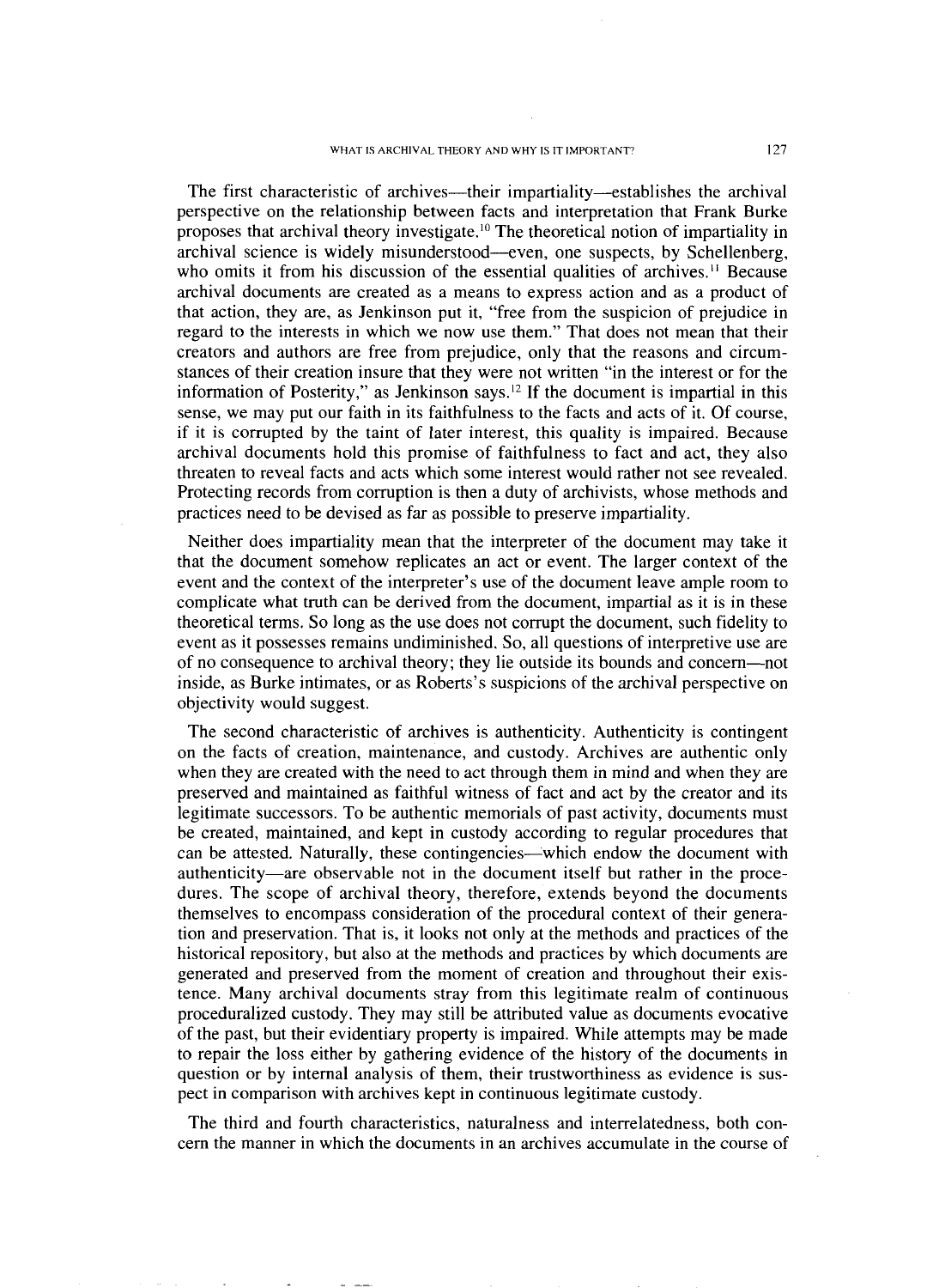The first characteristic of archives—their impartiality—establishes the archival perspective on the relationship between facts and interpretation that Frank Burke proposes that archival theory investigate.[10] The theoretical notion of impartiality in archival science is widely misunderstood—even, one suspects, by Schellenberg, who omits it from his discussion of the essential qualities of archives.[11] Because archival documents are created as a means to express action and as a product of that action, they are, as Jenkinson put it, "free from the suspicion of prejudice in regard to the interests in which we now use them." That does not mean that their creators and authors are free from prejudice, only that the reasons and circumstances of their creation insure that they were not written "in the interest or for the information of Posterity," as Jenkinson says.[12] If the document is impartial in this sense, we may put our faith in its faithfulness to the facts and acts of it. Of course, if it is corrupted by the taint of later interest, this quality is impaired. Because archival documents hold this promise of faithfulness to fact and act, they also threaten to reveal facts and acts which some interest would rather not see revealed. Protecting records from corruption is then a duty of archivists, whose methods and practices need to be devised as far as possible to preserve impartiality.

Neither does impartiality mean that the interpreter of the document may take it that the document somehow replicates an act or event. The larger context of the event and the context of the interpreter's use of the document leave ample room to complicate what truth can be derived from the document, impartial as it is in these theoretical terms. So long as the use does not corrupt the document, such fidelity to event as it possesses remains undiminished. So, all questions of interpretive use are of no consequence to archival theory; they lie outside its bounds and concern—not inside, as Burke intimates, or as Roberts's suspicions of the archival perspective on objectivity would suggest.

The second characteristic of archives is authenticity. Authenticity is contingent on the facts of creation, maintenance, and custody. Archives are authentic only when they are created with the need to act through them in mind and when they are preserved and maintained as faithful witness of fact and act by the creator and its legitimate successors. To be authentic memorials of past activity, documents must be created, maintained, and kept in custody according to regular procedures that can be attested. Naturally, these contingencies—which endow the document with authenticity—are observable not in the document itself but rather in the procedures. The scope of archival theory, therefore, extends beyond the documents themselves to encompass consideration of the procedural context of their generation and preservation. That is, it looks not only at the methods and practices of the historical repository, but also at the methods and practices by which documents are generated and preserved from the moment of creation and throughout their existence. Many archival documents stray from this legitimate realm of continuous proceduralized custody. They may still be attributed value as documents evocative of the past, but their evidentiary property is impaired. While attempts may be made to repair the loss either by gathering evidence of the history of the documents in question or by internal analysis of them, their trustworthiness as evidence is suspect in comparison with archives kept in continuous legitimate custody.

The third and fourth characteristics, naturalness and interrelatedness, both concern the manner in which the documents in an archives accumulate in the course of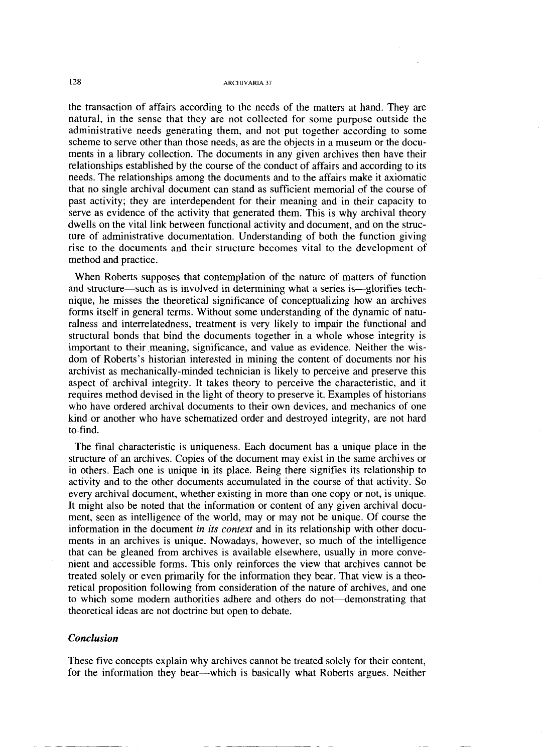the transaction of affairs according to the needs of the matters at hand. They are natural, in the sense that they are not collected for some purpose outside the administrative needs generating them, and not put together according to some scheme to serve other than those needs, as are the objects in a museum or the documents in a library collection. The documents in any given archives then have their relationships established by the course of the conduct of affairs and according to its needs. The relationships among the documents and to the affairs make it axiomatic that no single archival document can stand as sufficient memorial of the course of past activity; they are interdependent for their meaning and in their capacity to serve as evidence of the activity that generated them. This is why archival theory dwells on the vital link between functional activity and document, and on the structure of administrative documentation. Understanding of both the function giving rise to the documents and their structure becomes vital to the development of method and practice.

When Roberts supposes that contemplation of the nature of matters of function and structure—such as is involved in determining what a series is—glorifies technique, he misses the theoretical significance of conceptualizing how an archives forms itself in general terms. Without some understanding of the dynamic of naturalness and interrelatedness, treatment is very likely to impair the functional and structural bonds that bind the documents together in a whole whose integrity is important to their meaning, significance, and value as evidence. Neither the wisdom of Roberts's historian interested in mining the content of documents nor his archivist as mechanically-minded technician is likely to perceive and preserve this aspect of archival integrity. It takes theory to perceive the characteristic, and it requires method devised in the light of theory to preserve it. Examples of historians who have ordered archival documents to their own devices, and mechanics of one kind or another who have schematized order and destroyed integrity, are not hard to find.

The final characteristic is uniqueness. Each document has a unique place in the structure of an archives. Copies of the document may exist in the same archives or in others. Each one is unique in its place. Being there signifies its relationship to activity and to the other documents accumulated in the course of that activity. So every archival document, whether existing in more than one copy or not, is unique. It might also be noted that the information or content of any given archival document, seen as intelligence of the world, may or may not be unique. Of course the information in the document *in its context* and in its relationship with other documents in an archives is unique. Nowadays, however, so much of the intelligence that can be gleaned from archives is available elsewhere, usually in more convenient and accessible forms. This only reinforces the view that archives cannot be treated solely or even primarily for the information they bear. That view is a theoretical proposition following from consideration of the nature of archives, and one to which some modern authorities adhere and others do not—demonstrating that theoretical ideas are not doctrine but open to debate.

### *Conclusion*

These five concepts explain why archives cannot be treated solely for their content, for the information they bear—which is basically what Roberts argues. Neither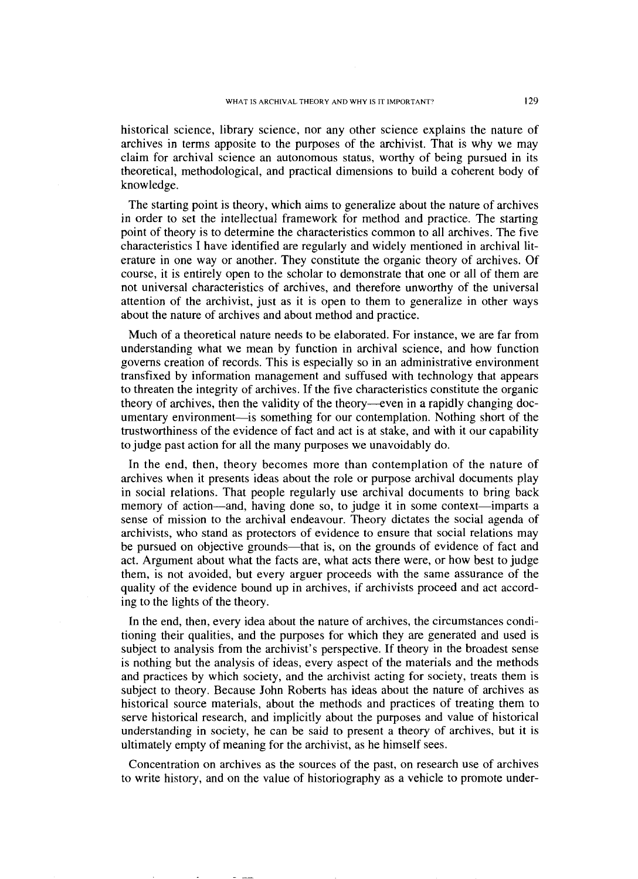historical science, library science, nor any other science explains the nature of archives in terms apposite to the purposes of the archivist. That is why we may claim for archival science an autonomous status, worthy of being pursued in its theoretical, methodological, and practical dimensions to build a coherent body of knowledge.

The starting point is theory, which aims to generalize about the nature of archives in order to set the intellectual framework for method and practice. The starting point of theory is to determine the characteristics common to all archives. The five characteristics I have identified are regularly and widely mentioned in archival literature in one way or another. They constitute the organic theory of archives. Of course, it is entirely open to the scholar to demonstrate that one or all of them are not universal characteristics of archives, and therefore unworthy of the universal attention of the archivist, just as it is open to them to generalize in other ways about the nature of archives and about method and practice.

Much of a theoretical nature needs to be elaborated. For instance, we are far from understanding what we mean by function in archival science, and how function governs creation of records. This is especially so in an administrative environment transfixed by information management and suffused with technology that appears to threaten the integrity of archives. If the five characteristics constitute the organic theory of archives, then the validity of the theory—even in a rapidly changing documentary environment—is something for our contemplation. Nothing short of the trustworthiness of the evidence of fact and act is at stake, and with it our capability to judge past action for all the many purposes we unavoidably do.

In the end, then, theory becomes more than contemplation of the nature of archives when it presents ideas about the role or purpose archival documents play in social relations. That people regularly use archival documents to bring back memory of action—and, having done so, to judge it in some context—imparts a sense of mission to the archival endeavour. Theory dictates the social agenda of archivists, who stand as protectors of evidence to ensure that social relations may be pursued on objective grounds—that is, on the grounds of evidence of fact and act. Argument about what the facts are, what acts there were, or how best to judge them, is not avoided, but every arguer proceeds with the same assurance of the quality of the evidence bound up in archives, if archivists proceed and act according to the lights of the theory.

In the end, then, every idea about the nature of archives, the circumstances conditioning their qualities, and the purposes for which they are generated and used is subject to analysis from the archivist's perspective. If theory in the broadest sense is nothing but the analysis of ideas, every aspect of the materials and the methods and practices by which society, and the archivist acting for society, treats them is subject to theory. Because John Roberts has ideas about the nature of archives as historical source materials, about the methods and practices of treating them to serve historical research, and implicitly about the purposes and value of historical understanding in society, he can be said to present a theory of archives, but it is ultimately empty of meaning for the archivist, as he himself sees.

Concentration on archives as the sources of the past, on research use of archives to write history, and on the value of historiography as a vehicle to promote under-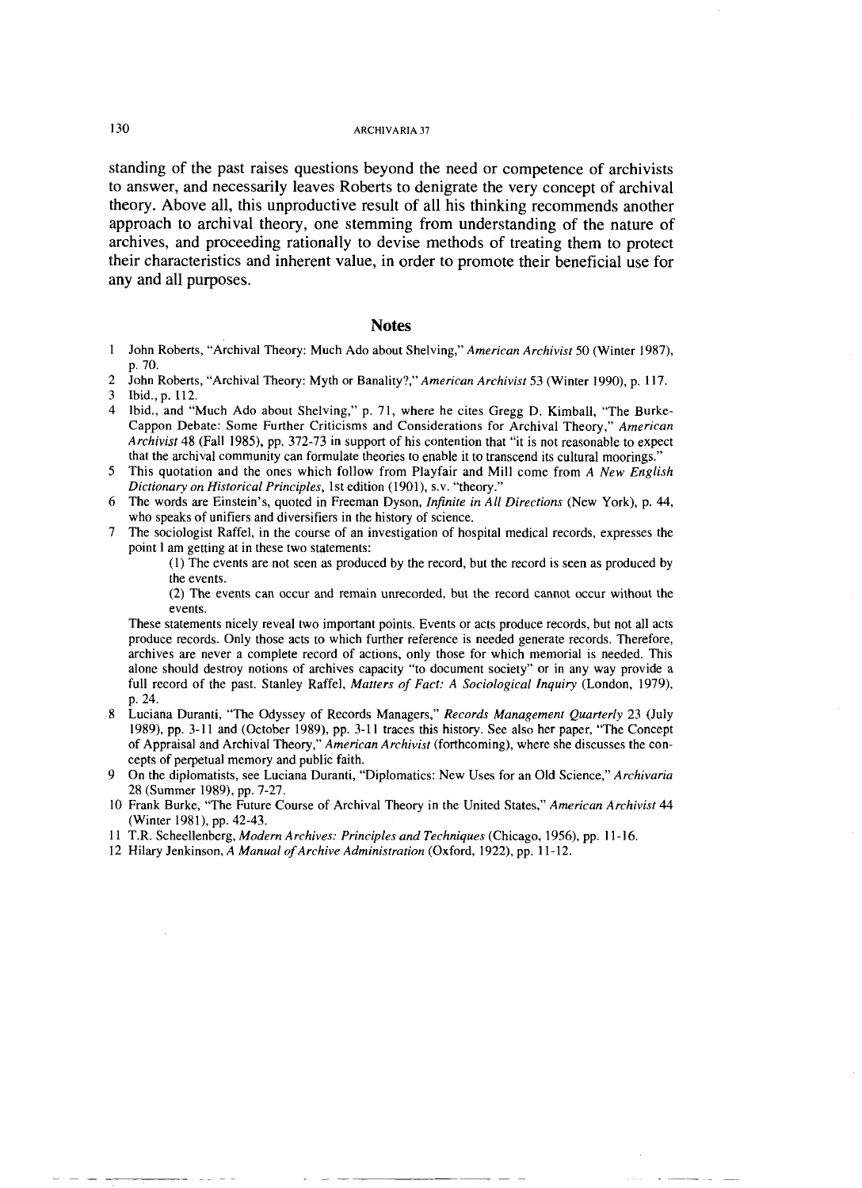standing of the past raises questions beyond the need or competence of archivists to answer, and necessarily leaves Roberts to denigrate the very concept of archival theory. Above all, this unproductive result of all his thinking recommends another approach to archival theory, one stemming from understanding of the nature of archives, and proceeding rationally to devise methods of treating them to protect their characteristics and inherent value, in order to promote their beneficial use for any and all purposes.

## Notes

1. John Roberts, "Archival Theory: Much Ado about Shelving," *American Archivist* 50 (Winter 1987), p. 70.
2. John Roberts, "Archival Theory: Myth or Banality?," *American Archivist* 53 (Winter 1990), p. 117.
3. Ibid., p. 112.
4. Ibid., and "Much Ado about Shelving," p. 71, where he cites Gregg D. Kimball, "The Burke-Cappon Debate: Some Further Criticisms and Considerations for Archival Theory," *American Archivist* 48 (Fall 1985), pp. 372-73 in support of his contention that "it is not reasonable to expect that the archival community can formulate theories to enable it to transcend its cultural moorings."
5. This quotation and the ones which follow from Playfair and Mill come from *A New English Dictionary on Historical Principles*, 1st edition (1901), s.v. "theory."
6. The words are Einstein's, quoted in Freeman Dyson, *Infinite in All Directions* (New York), p. 44, who speaks of unifiers and diversifiers in the history of science.
7. The sociologist Raffel, in the course of an investigation of hospital medical records, expresses the point I am getting at in these two statements:

   (1) The events are not seen as produced by the record, but the record is seen as produced by the events.

   (2) The events can occur and remain unrecorded, but the record cannot occur without the events.

   These statements nicely reveal two important points. Events or acts produce records, but not all acts produce records. Only those acts to which further reference is needed generate records. Therefore, archives are never a complete record of actions, only those for which memorial is needed. This alone should destroy notions of archives capacity "to document society" or in any way provide a full record of the past. Stanley Raffel, *Matters of Fact: A Sociological Inquiry* (London, 1979), p. 24.
8. Luciana Duranti, "The Odyssey of Records Managers," *Records Management Quarterly* 23 (July 1989), pp. 3-11 and (October 1989), pp. 3-11 traces this history. See also her paper, "The Concept of Appraisal and Archival Theory," *American Archivist* (forthcoming), where she discusses the concepts of perpetual memory and public faith.
9. On the diplomatists, see Luciana Duranti, "Diplomatics: New Uses for an Old Science," *Archivaria* 28 (Summer 1989), pp. 7-27.
10. Frank Burke, "The Future Course of Archival Theory in the United States," *American Archivist* 44 (Winter 1981), pp. 42-43.
11. T.R. Scheellenberg, *Modern Archives: Principles and Techniques* (Chicago, 1956), pp. 11-16.
12. Hilary Jenkinson, *A Manual of Archive Administration* (Oxford, 1922), pp. 11-12.